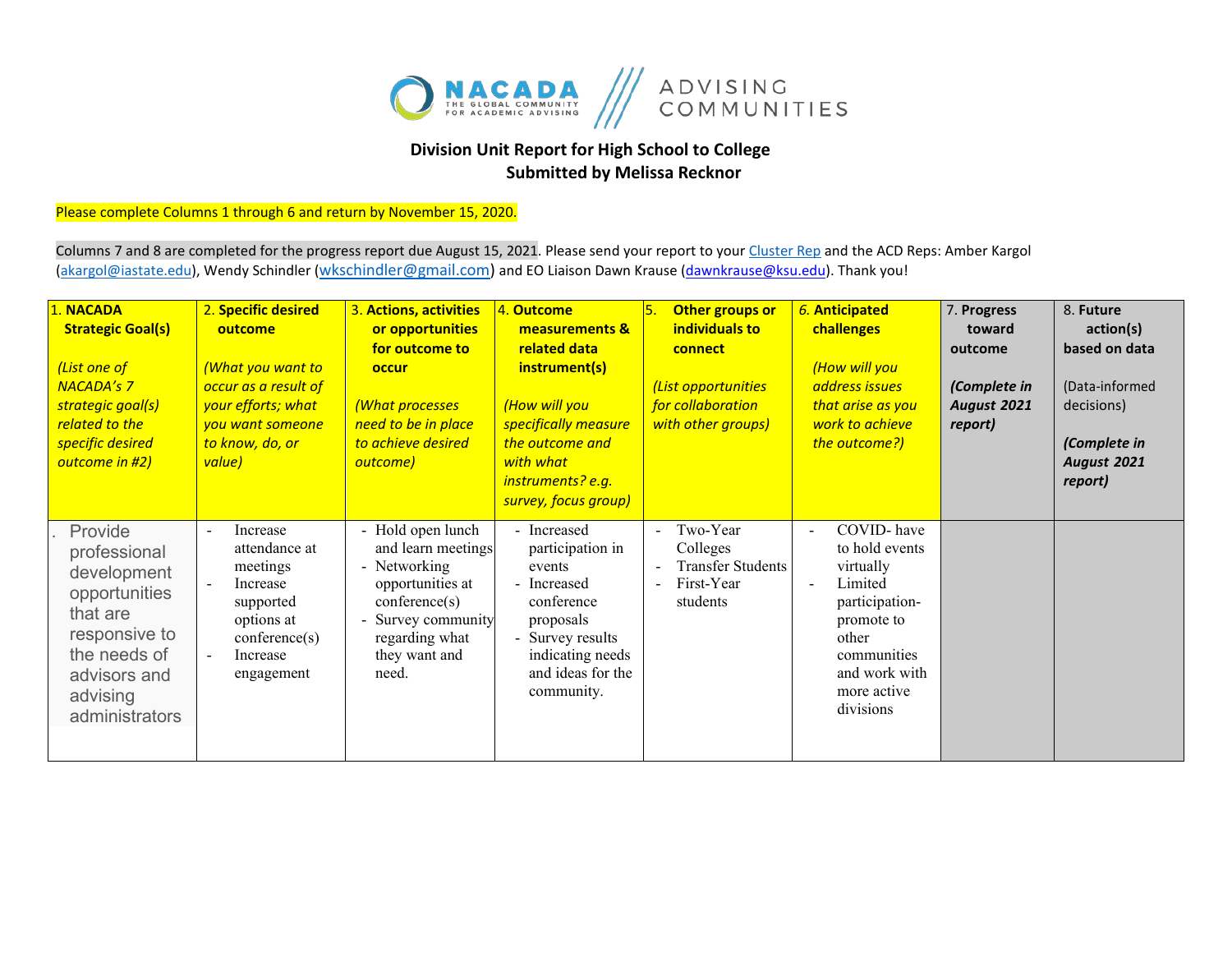**Division Unit Report for High School to College**
**Submitted by Melissa Recknor**

Please complete Columns 1 through 6 and return by November 15, 2020.

Columns 7 and 8 are completed for the progress report due August 15, 2021. Please send your report to your Cluster Rep and the ACD Reps: Amber Kargol (akargol@iastate.edu), Wendy Schindler (wkschindler@gmail.com) and EO Liaison Dawn Krause (dawnkrause@ksu.edu). Thank you!

| 1. **NACADA Strategic Goal(s)** *(List one of NACADA's 7 strategic goal(s) related to the specific desired outcome in #2)* | 2. **Specific desired outcome** *(What you want to occur as a result of your efforts; what you want someone to know, do, or value)* | 3. **Actions, activities or opportunities for outcome to occur** *(What processes need to be in place to achieve desired outcome)* | 4. **Outcome measurements & related data instrument(s)** *(How will you specifically measure the outcome and with what instruments? e.g. survey, focus group)* | 5. **Other groups or individuals to connect** *(List opportunities for collaboration with other groups)* | 6. **Anticipated challenges** *(How will you address issues that arise as you work to achieve the outcome?)* | 7. **Progress toward outcome** ***(Complete in August 2021 report)*** | 8. **Future action(s) based on data** (Data-informed decisions) ***(Complete in August 2021 report)*** |
|---|---|---|---|---|---|---|---|
| . Provide professional development opportunities that are responsive to the needs of advisors and advising administrators | - Increase attendance at meetings<br>- Increase supported options at conference(s)<br>- Increase engagement | - Hold open lunch and learn meetings<br>- Networking opportunities at conference(s)<br>- Survey community regarding what they want and need. | - Increased participation in events<br>- Increased conference proposals<br>- Survey results indicating needs and ideas for the community. | - Two-Year Colleges<br>- Transfer Students<br>- First-Year students | - COVID- have to hold events virtually<br>- Limited participation- promote to other communities and work with more active divisions | | |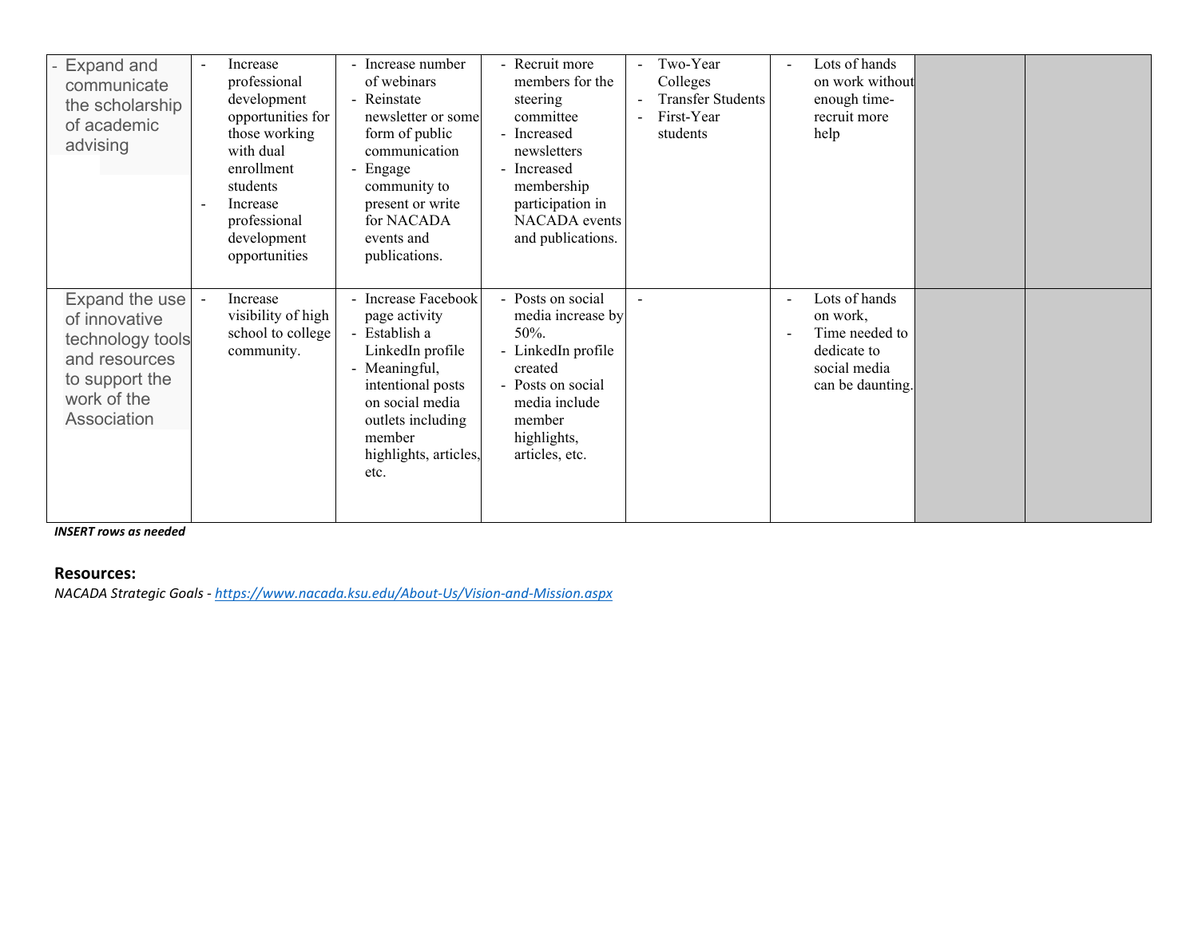| | | | | | | | |
|---|---|---|---|---|---|---|---|
| - Expand and communicate the scholarship of academic advising | - Increase professional development opportunities for those working with dual enrollment students<br>- Increase professional development opportunities | - Increase number of webinars<br>- Reinstate newsletter or some form of public communication<br>- Engage community to present or write for NACADA events and publications. | - Recruit more members for the steering committee<br>- Increased newsletters<br>- Increased membership participation in NACADA events and publications. | - Two-Year Colleges<br>- Transfer Students<br>- First-Year students | - Lots of hands on work without enough time- recruit more help | | |
| Expand the use of innovative technology tools and resources to support the work of the Association | - Increase visibility of high school to college community. | - Increase Facebook page activity<br>- Establish a LinkedIn profile<br>- Meaningful, intentional posts on social media outlets including member highlights, articles, etc. | - Posts on social media increase by 50%.<br>- LinkedIn profile created<br>- Posts on social media include member highlights, articles, etc. | - | - Lots of hands on work,<br>- Time needed to dedicate to social media can be daunting. | | |

***INSERT rows as needed***

**Resources:**

*NACADA Strategic Goals - https://www.nacada.ksu.edu/About-Us/Vision-and-Mission.aspx*